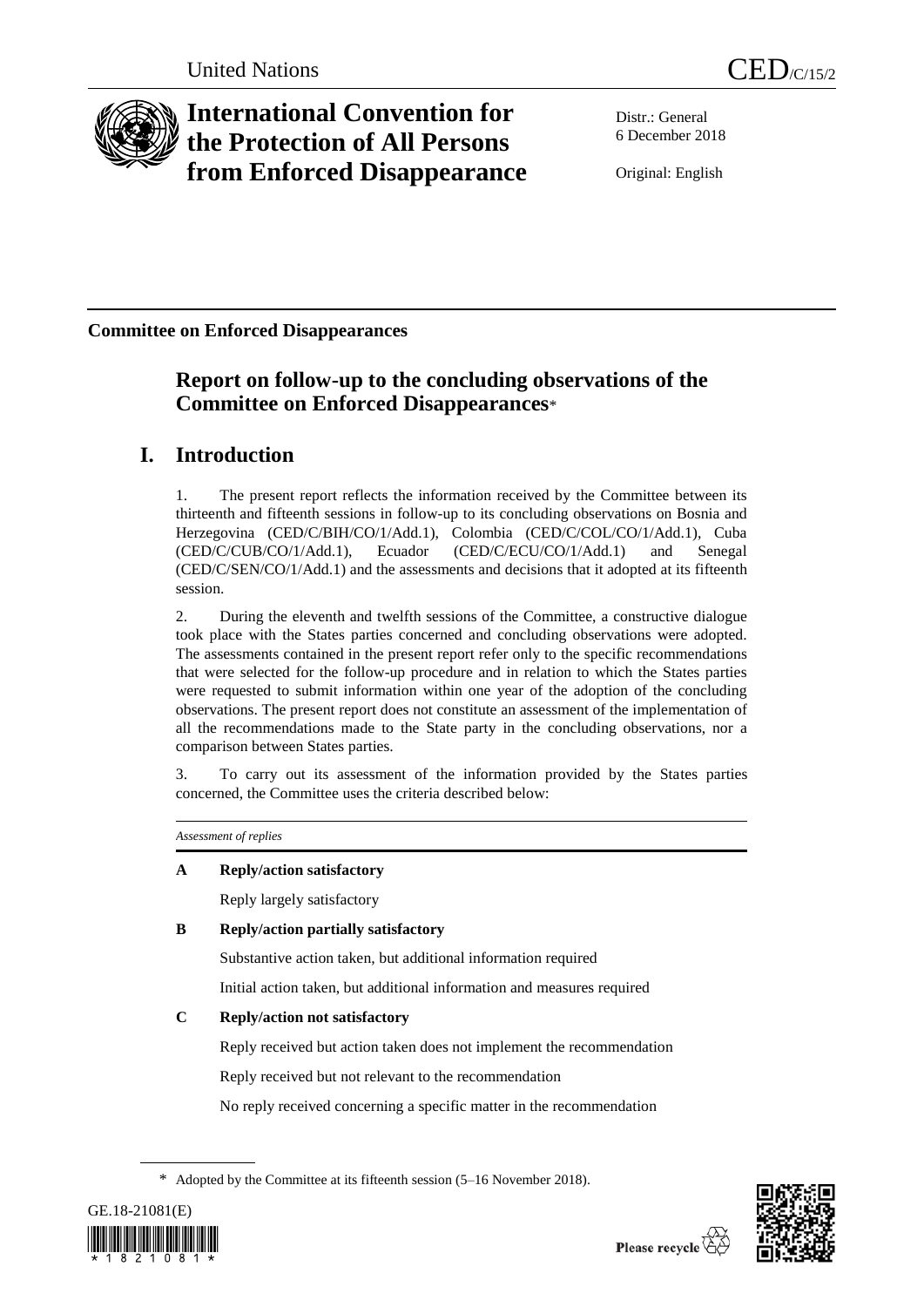United Nations CED/C/15/2

# International Convention for the Protection of All Persons from Enforced Disappearance

Distr.: General
6 December 2018

Original: English

**Committee on Enforced Disappearances**

## Report on follow-up to the concluding observations of the Committee on Enforced Disappearances*

# I. Introduction

1. The present report reflects the information received by the Committee between its thirteenth and fifteenth sessions in follow-up to its concluding observations on Bosnia and Herzegovina (CED/C/BIH/CO/1/Add.1), Colombia (CED/C/COL/CO/1/Add.1), Cuba (CED/C/CUB/CO/1/Add.1), Ecuador (CED/C/ECU/CO/1/Add.1) and Senegal (CED/C/SEN/CO/1/Add.1) and the assessments and decisions that it adopted at its fifteenth session.

2. During the eleventh and twelfth sessions of the Committee, a constructive dialogue took place with the States parties concerned and concluding observations were adopted. The assessments contained in the present report refer only to the specific recommendations that were selected for the follow-up procedure and in relation to which the States parties were requested to submit information within one year of the adoption of the concluding observations. The present report does not constitute an assessment of the implementation of all the recommendations made to the State party in the concluding observations, nor a comparison between States parties.

3. To carry out its assessment of the information provided by the States parties concerned, the Committee uses the criteria described below:

*Assessment of replies*

**A Reply/action satisfactory**

Reply largely satisfactory

**B Reply/action partially satisfactory**

Substantive action taken, but additional information required

Initial action taken, but additional information and measures required

**C Reply/action not satisfactory**

Reply received but action taken does not implement the recommendation

Reply received but not relevant to the recommendation

No reply received concerning a specific matter in the recommendation

\* Adopted by the Committee at its fifteenth session (5–16 November 2018).

GE.18-21081(E)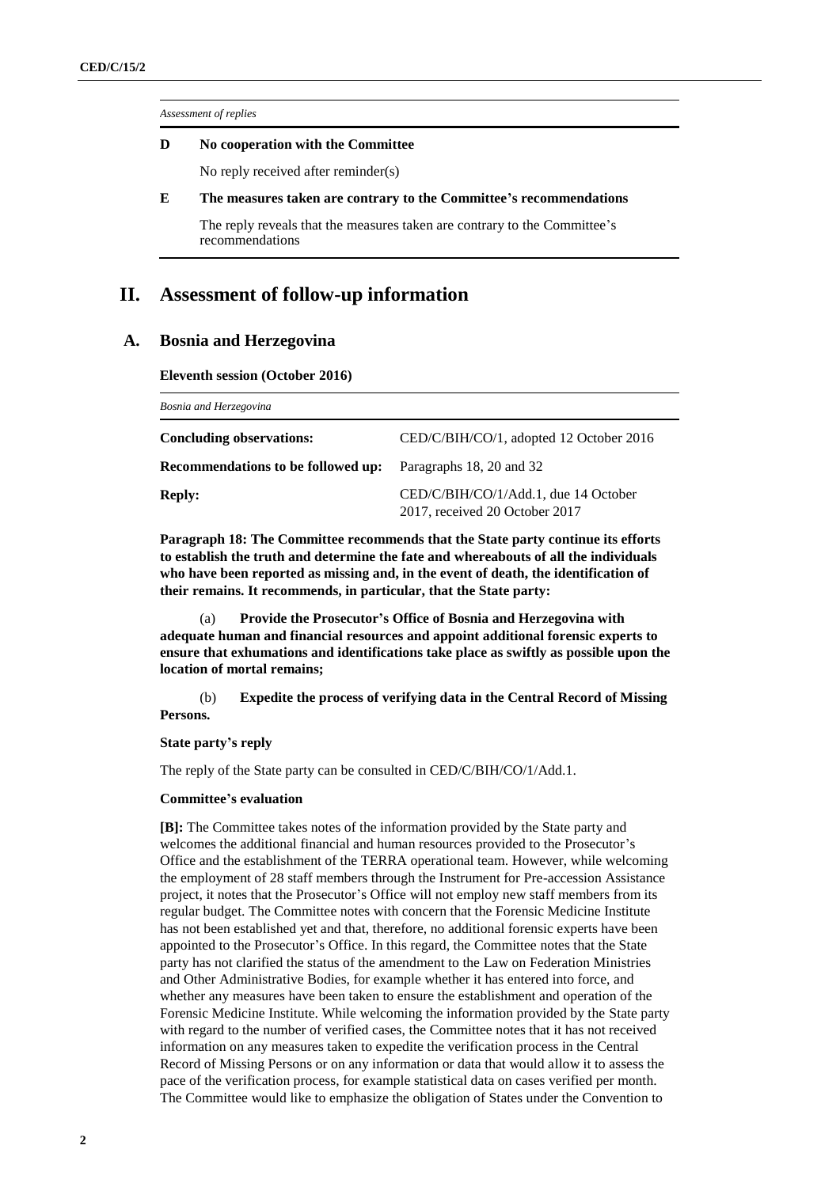*Assessment of replies*

| | |
|---|---|
| **D** | **No cooperation with the Committee** |
| | No reply received after reminder(s) |
| **E** | **The measures taken are contrary to the Committee's recommendations** |
| | The reply reveals that the measures taken are contrary to the Committee's recommendations |

# II. Assessment of follow-up information

## A. Bosnia and Herzegovina

**Eleventh session (October 2016)**

| *Bosnia and Herzegovina* | |
|---|---|
| **Concluding observations:** | CED/C/BIH/CO/1, adopted 12 October 2016 |
| **Recommendations to be followed up:** | Paragraphs 18, 20 and 32 |
| **Reply:** | CED/C/BIH/CO/1/Add.1, due 14 October 2017, received 20 October 2017 |

**Paragraph 18: The Committee recommends that the State party continue its efforts to establish the truth and determine the fate and whereabouts of all the individuals who have been reported as missing and, in the event of death, the identification of their remains. It recommends, in particular, that the State party:**

(a) **Provide the Prosecutor's Office of Bosnia and Herzegovina with adequate human and financial resources and appoint additional forensic experts to ensure that exhumations and identifications take place as swiftly as possible upon the location of mortal remains;**

(b) **Expedite the process of verifying data in the Central Record of Missing Persons.**

**State party's reply**

The reply of the State party can be consulted in CED/C/BIH/CO/1/Add.1.

**Committee's evaluation**

**[B]:** The Committee takes notes of the information provided by the State party and welcomes the additional financial and human resources provided to the Prosecutor's Office and the establishment of the TERRA operational team. However, while welcoming the employment of 28 staff members through the Instrument for Pre-accession Assistance project, it notes that the Prosecutor's Office will not employ new staff members from its regular budget. The Committee notes with concern that the Forensic Medicine Institute has not been established yet and that, therefore, no additional forensic experts have been appointed to the Prosecutor's Office. In this regard, the Committee notes that the State party has not clarified the status of the amendment to the Law on Federation Ministries and Other Administrative Bodies, for example whether it has entered into force, and whether any measures have been taken to ensure the establishment and operation of the Forensic Medicine Institute. While welcoming the information provided by the State party with regard to the number of verified cases, the Committee notes that it has not received information on any measures taken to expedite the verification process in the Central Record of Missing Persons or on any information or data that would allow it to assess the pace of the verification process, for example statistical data on cases verified per month. The Committee would like to emphasize the obligation of States under the Convention to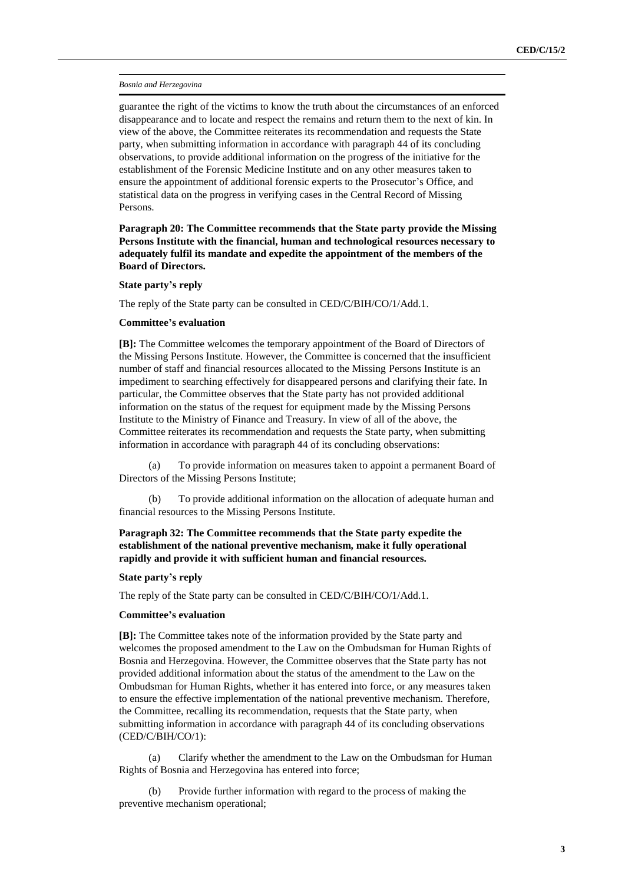guarantee the right of the victims to know the truth about the circumstances of an enforced disappearance and to locate and respect the remains and return them to the next of kin. In view of the above, the Committee reiterates its recommendation and requests the State party, when submitting information in accordance with paragraph 44 of its concluding observations, to provide additional information on the progress of the initiative for the establishment of the Forensic Medicine Institute and on any other measures taken to ensure the appointment of additional forensic experts to the Prosecutor's Office, and statistical data on the progress in verifying cases in the Central Record of Missing Persons.

**Paragraph 20: The Committee recommends that the State party provide the Missing Persons Institute with the financial, human and technological resources necessary to adequately fulfil its mandate and expedite the appointment of the members of the Board of Directors.**

**State party's reply**

The reply of the State party can be consulted in CED/C/BIH/CO/1/Add.1.

**Committee's evaluation**

**[B]:** The Committee welcomes the temporary appointment of the Board of Directors of the Missing Persons Institute. However, the Committee is concerned that the insufficient number of staff and financial resources allocated to the Missing Persons Institute is an impediment to searching effectively for disappeared persons and clarifying their fate. In particular, the Committee observes that the State party has not provided additional information on the status of the request for equipment made by the Missing Persons Institute to the Ministry of Finance and Treasury. In view of all of the above, the Committee reiterates its recommendation and requests the State party, when submitting information in accordance with paragraph 44 of its concluding observations:

(a) To provide information on measures taken to appoint a permanent Board of Directors of the Missing Persons Institute;

(b) To provide additional information on the allocation of adequate human and financial resources to the Missing Persons Institute.

**Paragraph 32: The Committee recommends that the State party expedite the establishment of the national preventive mechanism, make it fully operational rapidly and provide it with sufficient human and financial resources.**

**State party's reply**

The reply of the State party can be consulted in CED/C/BIH/CO/1/Add.1.

**Committee's evaluation**

**[B]:** The Committee takes note of the information provided by the State party and welcomes the proposed amendment to the Law on the Ombudsman for Human Rights of Bosnia and Herzegovina. However, the Committee observes that the State party has not provided additional information about the status of the amendment to the Law on the Ombudsman for Human Rights, whether it has entered into force, or any measures taken to ensure the effective implementation of the national preventive mechanism. Therefore, the Committee, recalling its recommendation, requests that the State party, when submitting information in accordance with paragraph 44 of its concluding observations (CED/C/BIH/CO/1):

(a) Clarify whether the amendment to the Law on the Ombudsman for Human Rights of Bosnia and Herzegovina has entered into force;

(b) Provide further information with regard to the process of making the preventive mechanism operational;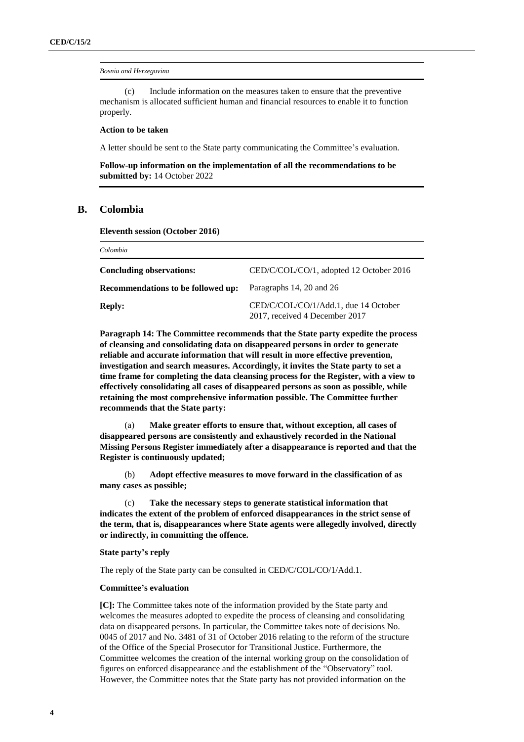*Bosnia and Herzegovina*

(c) Include information on the measures taken to ensure that the preventive mechanism is allocated sufficient human and financial resources to enable it to function properly.

**Action to be taken**

A letter should be sent to the State party communicating the Committee's evaluation.

**Follow-up information on the implementation of all the recommendations to be submitted by:** 14 October 2022

## B. Colombia

**Eleventh session (October 2016)**

*Colombia*

| | |
|---|---|
| **Concluding observations:** | CED/C/COL/CO/1, adopted 12 October 2016 |
| **Recommendations to be followed up:** | Paragraphs 14, 20 and 26 |
| **Reply:** | CED/C/COL/CO/1/Add.1, due 14 October 2017, received 4 December 2017 |

**Paragraph 14: The Committee recommends that the State party expedite the process of cleansing and consolidating data on disappeared persons in order to generate reliable and accurate information that will result in more effective prevention, investigation and search measures. Accordingly, it invites the State party to set a time frame for completing the data cleansing process for the Register, with a view to effectively consolidating all cases of disappeared persons as soon as possible, while retaining the most comprehensive information possible. The Committee further recommends that the State party:**

(a) **Make greater efforts to ensure that, without exception, all cases of disappeared persons are consistently and exhaustively recorded in the National Missing Persons Register immediately after a disappearance is reported and that the Register is continuously updated;**

(b) **Adopt effective measures to move forward in the classification of as many cases as possible;**

(c) **Take the necessary steps to generate statistical information that indicates the extent of the problem of enforced disappearances in the strict sense of the term, that is, disappearances where State agents were allegedly involved, directly or indirectly, in committing the offence.**

**State party's reply**

The reply of the State party can be consulted in CED/C/COL/CO/1/Add.1.

**Committee's evaluation**

**[C]:** The Committee takes note of the information provided by the State party and welcomes the measures adopted to expedite the process of cleansing and consolidating data on disappeared persons. In particular, the Committee takes note of decisions No. 0045 of 2017 and No. 3481 of 31 of October 2016 relating to the reform of the structure of the Office of the Special Prosecutor for Transitional Justice. Furthermore, the Committee welcomes the creation of the internal working group on the consolidation of figures on enforced disappearance and the establishment of the "Observatory" tool. However, the Committee notes that the State party has not provided information on the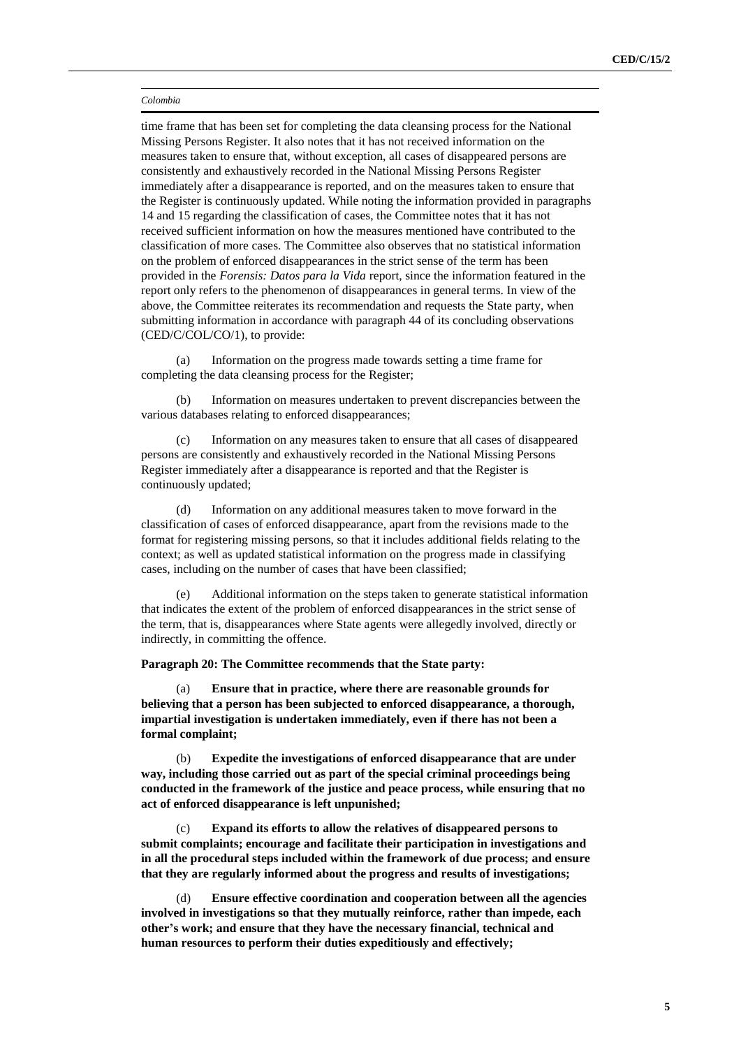time frame that has been set for completing the data cleansing process for the National Missing Persons Register. It also notes that it has not received information on the measures taken to ensure that, without exception, all cases of disappeared persons are consistently and exhaustively recorded in the National Missing Persons Register immediately after a disappearance is reported, and on the measures taken to ensure that the Register is continuously updated. While noting the information provided in paragraphs 14 and 15 regarding the classification of cases, the Committee notes that it has not received sufficient information on how the measures mentioned have contributed to the classification of more cases. The Committee also observes that no statistical information on the problem of enforced disappearances in the strict sense of the term has been provided in the *Forensis: Datos para la Vida* report, since the information featured in the report only refers to the phenomenon of disappearances in general terms. In view of the above, the Committee reiterates its recommendation and requests the State party, when submitting information in accordance with paragraph 44 of its concluding observations (CED/C/COL/CO/1), to provide:

(a) Information on the progress made towards setting a time frame for completing the data cleansing process for the Register;

(b) Information on measures undertaken to prevent discrepancies between the various databases relating to enforced disappearances;

(c) Information on any measures taken to ensure that all cases of disappeared persons are consistently and exhaustively recorded in the National Missing Persons Register immediately after a disappearance is reported and that the Register is continuously updated;

(d) Information on any additional measures taken to move forward in the classification of cases of enforced disappearance, apart from the revisions made to the format for registering missing persons, so that it includes additional fields relating to the context; as well as updated statistical information on the progress made in classifying cases, including on the number of cases that have been classified;

(e) Additional information on the steps taken to generate statistical information that indicates the extent of the problem of enforced disappearances in the strict sense of the term, that is, disappearances where State agents were allegedly involved, directly or indirectly, in committing the offence.

**Paragraph 20: The Committee recommends that the State party:**

(a) **Ensure that in practice, where there are reasonable grounds for believing that a person has been subjected to enforced disappearance, a thorough, impartial investigation is undertaken immediately, even if there has not been a formal complaint;**

(b) **Expedite the investigations of enforced disappearance that are under way, including those carried out as part of the special criminal proceedings being conducted in the framework of the justice and peace process, while ensuring that no act of enforced disappearance is left unpunished;**

(c) **Expand its efforts to allow the relatives of disappeared persons to submit complaints; encourage and facilitate their participation in investigations and in all the procedural steps included within the framework of due process; and ensure that they are regularly informed about the progress and results of investigations;**

(d) **Ensure effective coordination and cooperation between all the agencies involved in investigations so that they mutually reinforce, rather than impede, each other's work; and ensure that they have the necessary financial, technical and human resources to perform their duties expeditiously and effectively;**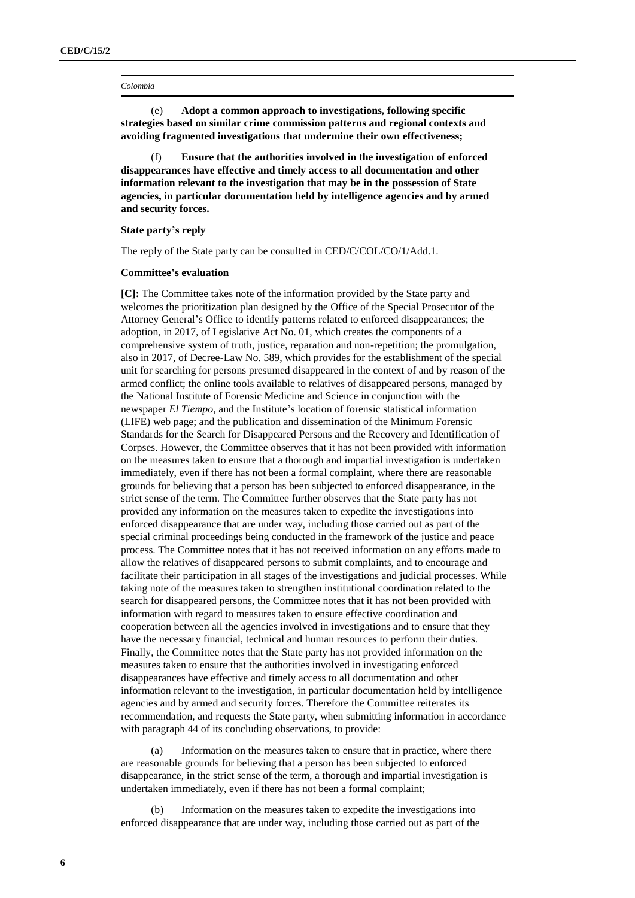*Colombia*

(e) **Adopt a common approach to investigations, following specific strategies based on similar crime commission patterns and regional contexts and avoiding fragmented investigations that undermine their own effectiveness;**

(f) **Ensure that the authorities involved in the investigation of enforced disappearances have effective and timely access to all documentation and other information relevant to the investigation that may be in the possession of State agencies, in particular documentation held by intelligence agencies and by armed and security forces.**

**State party's reply**

The reply of the State party can be consulted in CED/C/COL/CO/1/Add.1.

**Committee's evaluation**

**[C]:** The Committee takes note of the information provided by the State party and welcomes the prioritization plan designed by the Office of the Special Prosecutor of the Attorney General's Office to identify patterns related to enforced disappearances; the adoption, in 2017, of Legislative Act No. 01, which creates the components of a comprehensive system of truth, justice, reparation and non-repetition; the promulgation, also in 2017, of Decree-Law No. 589, which provides for the establishment of the special unit for searching for persons presumed disappeared in the context of and by reason of the armed conflict; the online tools available to relatives of disappeared persons, managed by the National Institute of Forensic Medicine and Science in conjunction with the newspaper *El Tiempo*, and the Institute's location of forensic statistical information (LIFE) web page; and the publication and dissemination of the Minimum Forensic Standards for the Search for Disappeared Persons and the Recovery and Identification of Corpses. However, the Committee observes that it has not been provided with information on the measures taken to ensure that a thorough and impartial investigation is undertaken immediately, even if there has not been a formal complaint, where there are reasonable grounds for believing that a person has been subjected to enforced disappearance, in the strict sense of the term. The Committee further observes that the State party has not provided any information on the measures taken to expedite the investigations into enforced disappearance that are under way, including those carried out as part of the special criminal proceedings being conducted in the framework of the justice and peace process. The Committee notes that it has not received information on any efforts made to allow the relatives of disappeared persons to submit complaints, and to encourage and facilitate their participation in all stages of the investigations and judicial processes. While taking note of the measures taken to strengthen institutional coordination related to the search for disappeared persons, the Committee notes that it has not been provided with information with regard to measures taken to ensure effective coordination and cooperation between all the agencies involved in investigations and to ensure that they have the necessary financial, technical and human resources to perform their duties. Finally, the Committee notes that the State party has not provided information on the measures taken to ensure that the authorities involved in investigating enforced disappearances have effective and timely access to all documentation and other information relevant to the investigation, in particular documentation held by intelligence agencies and by armed and security forces. Therefore the Committee reiterates its recommendation, and requests the State party, when submitting information in accordance with paragraph 44 of its concluding observations, to provide:

(a) Information on the measures taken to ensure that in practice, where there are reasonable grounds for believing that a person has been subjected to enforced disappearance, in the strict sense of the term, a thorough and impartial investigation is undertaken immediately, even if there has not been a formal complaint;

(b) Information on the measures taken to expedite the investigations into enforced disappearance that are under way, including those carried out as part of the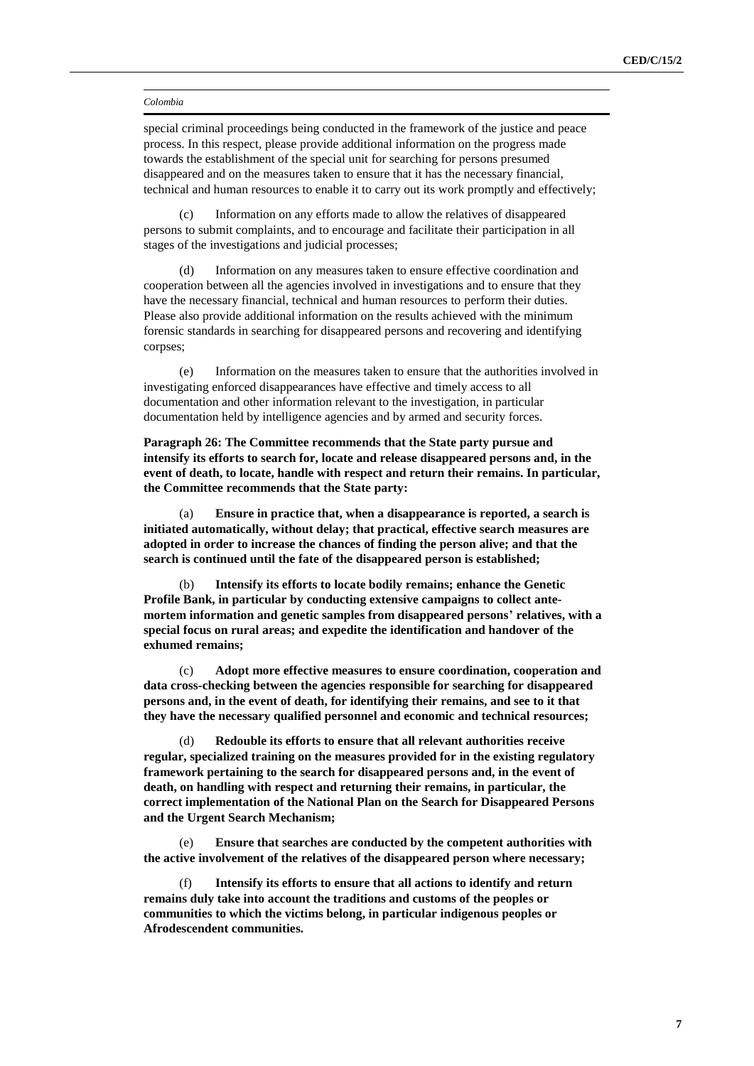special criminal proceedings being conducted in the framework of the justice and peace process. In this respect, please provide additional information on the progress made towards the establishment of the special unit for searching for persons presumed disappeared and on the measures taken to ensure that it has the necessary financial, technical and human resources to enable it to carry out its work promptly and effectively;

(c) Information on any efforts made to allow the relatives of disappeared persons to submit complaints, and to encourage and facilitate their participation in all stages of the investigations and judicial processes;

(d) Information on any measures taken to ensure effective coordination and cooperation between all the agencies involved in investigations and to ensure that they have the necessary financial, technical and human resources to perform their duties. Please also provide additional information on the results achieved with the minimum forensic standards in searching for disappeared persons and recovering and identifying corpses;

(e) Information on the measures taken to ensure that the authorities involved in investigating enforced disappearances have effective and timely access to all documentation and other information relevant to the investigation, in particular documentation held by intelligence agencies and by armed and security forces.

**Paragraph 26: The Committee recommends that the State party pursue and intensify its efforts to search for, locate and release disappeared persons and, in the event of death, to locate, handle with respect and return their remains. In particular, the Committee recommends that the State party:**

(a) **Ensure in practice that, when a disappearance is reported, a search is initiated automatically, without delay; that practical, effective search measures are adopted in order to increase the chances of finding the person alive; and that the search is continued until the fate of the disappeared person is established;**

(b) **Intensify its efforts to locate bodily remains; enhance the Genetic Profile Bank, in particular by conducting extensive campaigns to collect ante-mortem information and genetic samples from disappeared persons' relatives, with a special focus on rural areas; and expedite the identification and handover of the exhumed remains;**

(c) **Adopt more effective measures to ensure coordination, cooperation and data cross-checking between the agencies responsible for searching for disappeared persons and, in the event of death, for identifying their remains, and see to it that they have the necessary qualified personnel and economic and technical resources;**

(d) **Redouble its efforts to ensure that all relevant authorities receive regular, specialized training on the measures provided for in the existing regulatory framework pertaining to the search for disappeared persons and, in the event of death, on handling with respect and returning their remains, in particular, the correct implementation of the National Plan on the Search for Disappeared Persons and the Urgent Search Mechanism;**

(e) **Ensure that searches are conducted by the competent authorities with the active involvement of the relatives of the disappeared person where necessary;**

(f) **Intensify its efforts to ensure that all actions to identify and return remains duly take into account the traditions and customs of the peoples or communities to which the victims belong, in particular indigenous peoples or Afrodescendent communities.**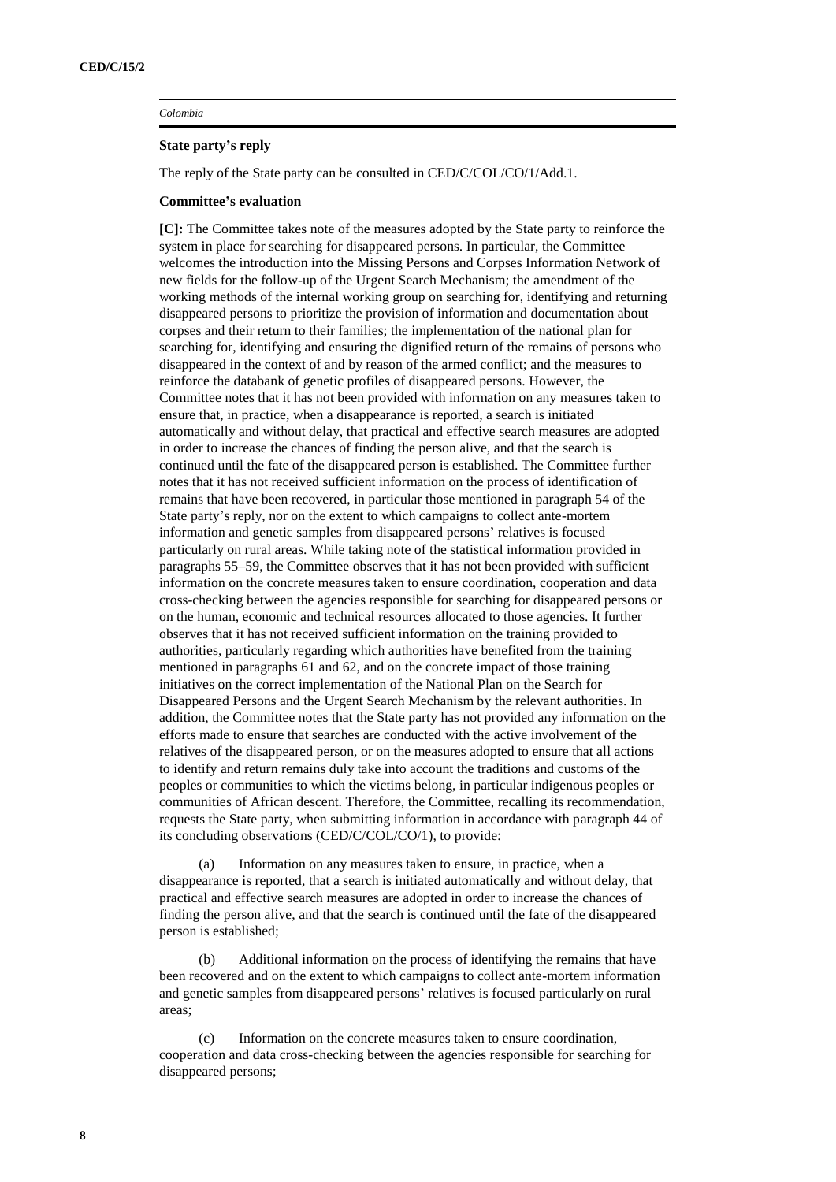*Colombia*

**State party's reply**

The reply of the State party can be consulted in CED/C/COL/CO/1/Add.1.

**Committee's evaluation**

**[C]:** The Committee takes note of the measures adopted by the State party to reinforce the system in place for searching for disappeared persons. In particular, the Committee welcomes the introduction into the Missing Persons and Corpses Information Network of new fields for the follow-up of the Urgent Search Mechanism; the amendment of the working methods of the internal working group on searching for, identifying and returning disappeared persons to prioritize the provision of information and documentation about corpses and their return to their families; the implementation of the national plan for searching for, identifying and ensuring the dignified return of the remains of persons who disappeared in the context of and by reason of the armed conflict; and the measures to reinforce the databank of genetic profiles of disappeared persons. However, the Committee notes that it has not been provided with information on any measures taken to ensure that, in practice, when a disappearance is reported, a search is initiated automatically and without delay, that practical and effective search measures are adopted in order to increase the chances of finding the person alive, and that the search is continued until the fate of the disappeared person is established. The Committee further notes that it has not received sufficient information on the process of identification of remains that have been recovered, in particular those mentioned in paragraph 54 of the State party's reply, nor on the extent to which campaigns to collect ante-mortem information and genetic samples from disappeared persons' relatives is focused particularly on rural areas. While taking note of the statistical information provided in paragraphs 55–59, the Committee observes that it has not been provided with sufficient information on the concrete measures taken to ensure coordination, cooperation and data cross-checking between the agencies responsible for searching for disappeared persons or on the human, economic and technical resources allocated to those agencies. It further observes that it has not received sufficient information on the training provided to authorities, particularly regarding which authorities have benefited from the training mentioned in paragraphs 61 and 62, and on the concrete impact of those training initiatives on the correct implementation of the National Plan on the Search for Disappeared Persons and the Urgent Search Mechanism by the relevant authorities. In addition, the Committee notes that the State party has not provided any information on the efforts made to ensure that searches are conducted with the active involvement of the relatives of the disappeared person, or on the measures adopted to ensure that all actions to identify and return remains duly take into account the traditions and customs of the peoples or communities to which the victims belong, in particular indigenous peoples or communities of African descent. Therefore, the Committee, recalling its recommendation, requests the State party, when submitting information in accordance with paragraph 44 of its concluding observations (CED/C/COL/CO/1), to provide:

(a) Information on any measures taken to ensure, in practice, when a disappearance is reported, that a search is initiated automatically and without delay, that practical and effective search measures are adopted in order to increase the chances of finding the person alive, and that the search is continued until the fate of the disappeared person is established;

(b) Additional information on the process of identifying the remains that have been recovered and on the extent to which campaigns to collect ante-mortem information and genetic samples from disappeared persons' relatives is focused particularly on rural areas;

(c) Information on the concrete measures taken to ensure coordination, cooperation and data cross-checking between the agencies responsible for searching for disappeared persons;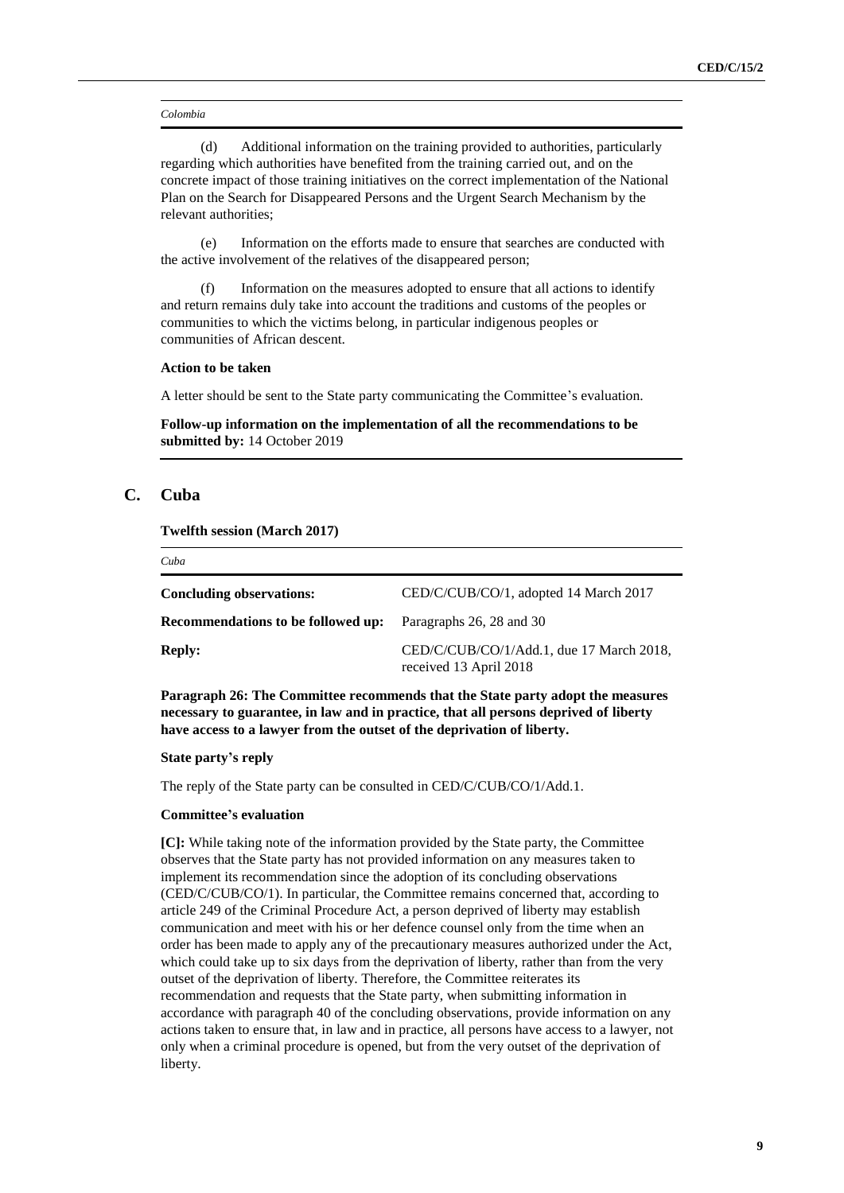*Colombia*

(d) Additional information on the training provided to authorities, particularly regarding which authorities have benefited from the training carried out, and on the concrete impact of those training initiatives on the correct implementation of the National Plan on the Search for Disappeared Persons and the Urgent Search Mechanism by the relevant authorities;

(e) Information on the efforts made to ensure that searches are conducted with the active involvement of the relatives of the disappeared person;

(f) Information on the measures adopted to ensure that all actions to identify and return remains duly take into account the traditions and customs of the peoples or communities to which the victims belong, in particular indigenous peoples or communities of African descent.

**Action to be taken**

A letter should be sent to the State party communicating the Committee's evaluation.

**Follow-up information on the implementation of all the recommendations to be submitted by:** 14 October 2019

## C. Cuba

**Twelfth session (March 2017)**

*Cuba*

| | |
|---|---|
| **Concluding observations:** | CED/C/CUB/CO/1, adopted 14 March 2017 |
| **Recommendations to be followed up:** | Paragraphs 26, 28 and 30 |
| **Reply:** | CED/C/CUB/CO/1/Add.1, due 17 March 2018, received 13 April 2018 |

**Paragraph 26: The Committee recommends that the State party adopt the measures necessary to guarantee, in law and in practice, that all persons deprived of liberty have access to a lawyer from the outset of the deprivation of liberty.**

**State party's reply**

The reply of the State party can be consulted in CED/C/CUB/CO/1/Add.1.

**Committee's evaluation**

**[C]:** While taking note of the information provided by the State party, the Committee observes that the State party has not provided information on any measures taken to implement its recommendation since the adoption of its concluding observations (CED/C/CUB/CO/1). In particular, the Committee remains concerned that, according to article 249 of the Criminal Procedure Act, a person deprived of liberty may establish communication and meet with his or her defence counsel only from the time when an order has been made to apply any of the precautionary measures authorized under the Act, which could take up to six days from the deprivation of liberty, rather than from the very outset of the deprivation of liberty. Therefore, the Committee reiterates its recommendation and requests that the State party, when submitting information in accordance with paragraph 40 of the concluding observations, provide information on any actions taken to ensure that, in law and in practice, all persons have access to a lawyer, not only when a criminal procedure is opened, but from the very outset of the deprivation of liberty.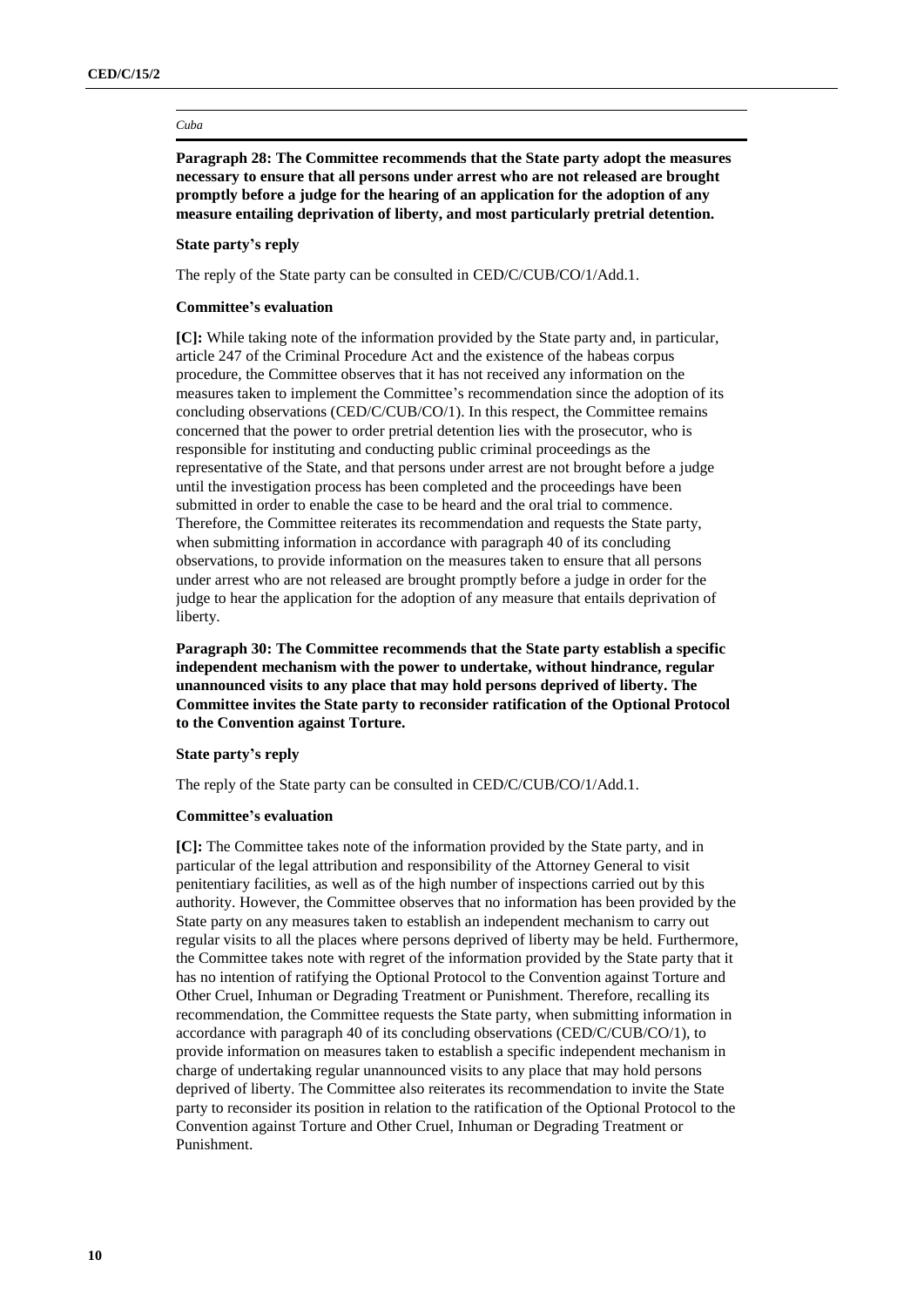*Cuba*

**Paragraph 28: The Committee recommends that the State party adopt the measures necessary to ensure that all persons under arrest who are not released are brought promptly before a judge for the hearing of an application for the adoption of any measure entailing deprivation of liberty, and most particularly pretrial detention.**

**State party's reply**

The reply of the State party can be consulted in CED/C/CUB/CO/1/Add.1.

**Committee's evaluation**

**[C]:** While taking note of the information provided by the State party and, in particular, article 247 of the Criminal Procedure Act and the existence of the habeas corpus procedure, the Committee observes that it has not received any information on the measures taken to implement the Committee's recommendation since the adoption of its concluding observations (CED/C/CUB/CO/1). In this respect, the Committee remains concerned that the power to order pretrial detention lies with the prosecutor, who is responsible for instituting and conducting public criminal proceedings as the representative of the State, and that persons under arrest are not brought before a judge until the investigation process has been completed and the proceedings have been submitted in order to enable the case to be heard and the oral trial to commence. Therefore, the Committee reiterates its recommendation and requests the State party, when submitting information in accordance with paragraph 40 of its concluding observations, to provide information on the measures taken to ensure that all persons under arrest who are not released are brought promptly before a judge in order for the judge to hear the application for the adoption of any measure that entails deprivation of liberty.

**Paragraph 30: The Committee recommends that the State party establish a specific independent mechanism with the power to undertake, without hindrance, regular unannounced visits to any place that may hold persons deprived of liberty. The Committee invites the State party to reconsider ratification of the Optional Protocol to the Convention against Torture.**

**State party's reply**

The reply of the State party can be consulted in CED/C/CUB/CO/1/Add.1.

**Committee's evaluation**

**[C]:** The Committee takes note of the information provided by the State party, and in particular of the legal attribution and responsibility of the Attorney General to visit penitentiary facilities, as well as of the high number of inspections carried out by this authority. However, the Committee observes that no information has been provided by the State party on any measures taken to establish an independent mechanism to carry out regular visits to all the places where persons deprived of liberty may be held. Furthermore, the Committee takes note with regret of the information provided by the State party that it has no intention of ratifying the Optional Protocol to the Convention against Torture and Other Cruel, Inhuman or Degrading Treatment or Punishment. Therefore, recalling its recommendation, the Committee requests the State party, when submitting information in accordance with paragraph 40 of its concluding observations (CED/C/CUB/CO/1), to provide information on measures taken to establish a specific independent mechanism in charge of undertaking regular unannounced visits to any place that may hold persons deprived of liberty. The Committee also reiterates its recommendation to invite the State party to reconsider its position in relation to the ratification of the Optional Protocol to the Convention against Torture and Other Cruel, Inhuman or Degrading Treatment or Punishment.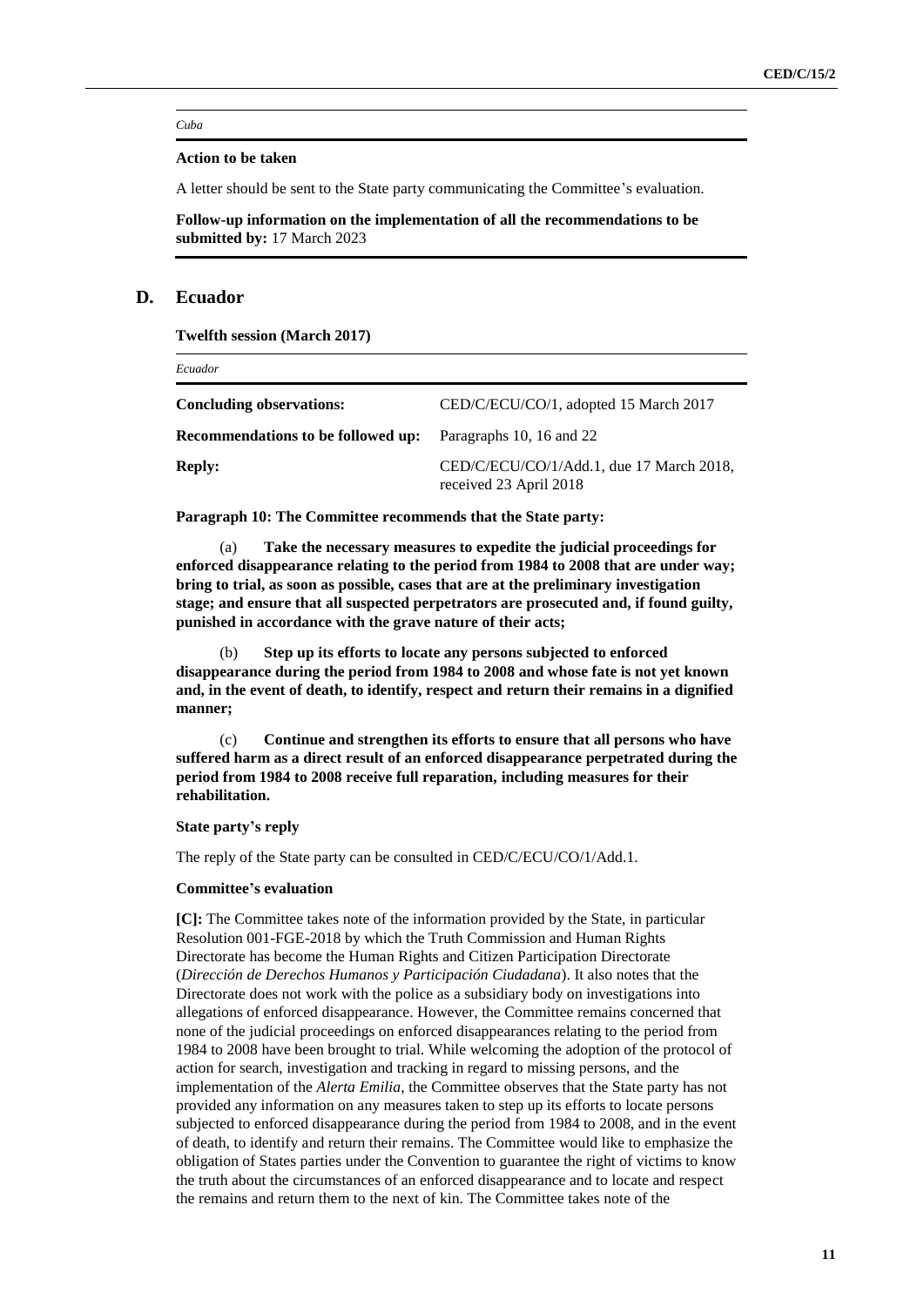*Cuba*

**Action to be taken**

A letter should be sent to the State party communicating the Committee's evaluation.

**Follow-up information on the implementation of all the recommendations to be submitted by:** 17 March 2023

## D. Ecuador

**Twelfth session (March 2017)**

| *Ecuador* | |
|---|---|
| **Concluding observations:** | CED/C/ECU/CO/1, adopted 15 March 2017 |
| **Recommendations to be followed up:** | Paragraphs 10, 16 and 22 |
| **Reply:** | CED/C/ECU/CO/1/Add.1, due 17 March 2018, received 23 April 2018 |

**Paragraph 10: The Committee recommends that the State party:**

(a) **Take the necessary measures to expedite the judicial proceedings for enforced disappearance relating to the period from 1984 to 2008 that are under way; bring to trial, as soon as possible, cases that are at the preliminary investigation stage; and ensure that all suspected perpetrators are prosecuted and, if found guilty, punished in accordance with the grave nature of their acts;**

(b) **Step up its efforts to locate any persons subjected to enforced disappearance during the period from 1984 to 2008 and whose fate is not yet known and, in the event of death, to identify, respect and return their remains in a dignified manner;**

(c) **Continue and strengthen its efforts to ensure that all persons who have suffered harm as a direct result of an enforced disappearance perpetrated during the period from 1984 to 2008 receive full reparation, including measures for their rehabilitation.**

**State party's reply**

The reply of the State party can be consulted in CED/C/ECU/CO/1/Add.1.

**Committee's evaluation**

**[C]:** The Committee takes note of the information provided by the State, in particular Resolution 001-FGE-2018 by which the Truth Commission and Human Rights Directorate has become the Human Rights and Citizen Participation Directorate (*Dirección de Derechos Humanos y Participación Ciudadana*). It also notes that the Directorate does not work with the police as a subsidiary body on investigations into allegations of enforced disappearance. However, the Committee remains concerned that none of the judicial proceedings on enforced disappearances relating to the period from 1984 to 2008 have been brought to trial. While welcoming the adoption of the protocol of action for search, investigation and tracking in regard to missing persons, and the implementation of the *Alerta Emilia*, the Committee observes that the State party has not provided any information on any measures taken to step up its efforts to locate persons subjected to enforced disappearance during the period from 1984 to 2008, and in the event of death, to identify and return their remains. The Committee would like to emphasize the obligation of States parties under the Convention to guarantee the right of victims to know the truth about the circumstances of an enforced disappearance and to locate and respect the remains and return them to the next of kin. The Committee takes note of the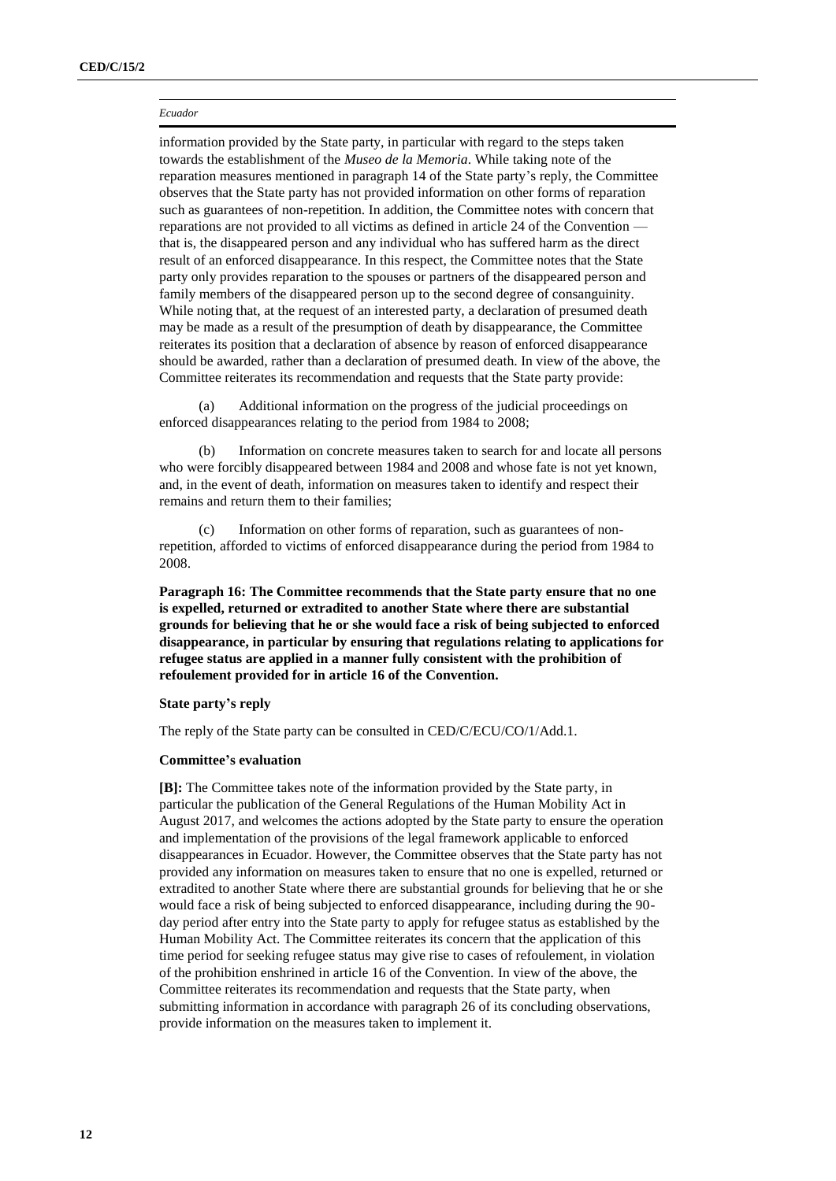information provided by the State party, in particular with regard to the steps taken towards the establishment of the *Museo de la Memoria*. While taking note of the reparation measures mentioned in paragraph 14 of the State party's reply, the Committee observes that the State party has not provided information on other forms of reparation such as guarantees of non-repetition. In addition, the Committee notes with concern that reparations are not provided to all victims as defined in article 24 of the Convention — that is, the disappeared person and any individual who has suffered harm as the direct result of an enforced disappearance. In this respect, the Committee notes that the State party only provides reparation to the spouses or partners of the disappeared person and family members of the disappeared person up to the second degree of consanguinity. While noting that, at the request of an interested party, a declaration of presumed death may be made as a result of the presumption of death by disappearance, the Committee reiterates its position that a declaration of absence by reason of enforced disappearance should be awarded, rather than a declaration of presumed death. In view of the above, the Committee reiterates its recommendation and requests that the State party provide:

(a) Additional information on the progress of the judicial proceedings on enforced disappearances relating to the period from 1984 to 2008;

(b) Information on concrete measures taken to search for and locate all persons who were forcibly disappeared between 1984 and 2008 and whose fate is not yet known, and, in the event of death, information on measures taken to identify and respect their remains and return them to their families;

(c) Information on other forms of reparation, such as guarantees of non-repetition, afforded to victims of enforced disappearance during the period from 1984 to 2008.

**Paragraph 16: The Committee recommends that the State party ensure that no one is expelled, returned or extradited to another State where there are substantial grounds for believing that he or she would face a risk of being subjected to enforced disappearance, in particular by ensuring that regulations relating to applications for refugee status are applied in a manner fully consistent with the prohibition of refoulement provided for in article 16 of the Convention.**

#### State party's reply

The reply of the State party can be consulted in CED/C/ECU/CO/1/Add.1.

#### Committee's evaluation

**[B]:** The Committee takes note of the information provided by the State party, in particular the publication of the General Regulations of the Human Mobility Act in August 2017, and welcomes the actions adopted by the State party to ensure the operation and implementation of the provisions of the legal framework applicable to enforced disappearances in Ecuador. However, the Committee observes that the State party has not provided any information on measures taken to ensure that no one is expelled, returned or extradited to another State where there are substantial grounds for believing that he or she would face a risk of being subjected to enforced disappearance, including during the 90-day period after entry into the State party to apply for refugee status as established by the Human Mobility Act. The Committee reiterates its concern that the application of this time period for seeking refugee status may give rise to cases of refoulement, in violation of the prohibition enshrined in article 16 of the Convention. In view of the above, the Committee reiterates its recommendation and requests that the State party, when submitting information in accordance with paragraph 26 of its concluding observations, provide information on the measures taken to implement it.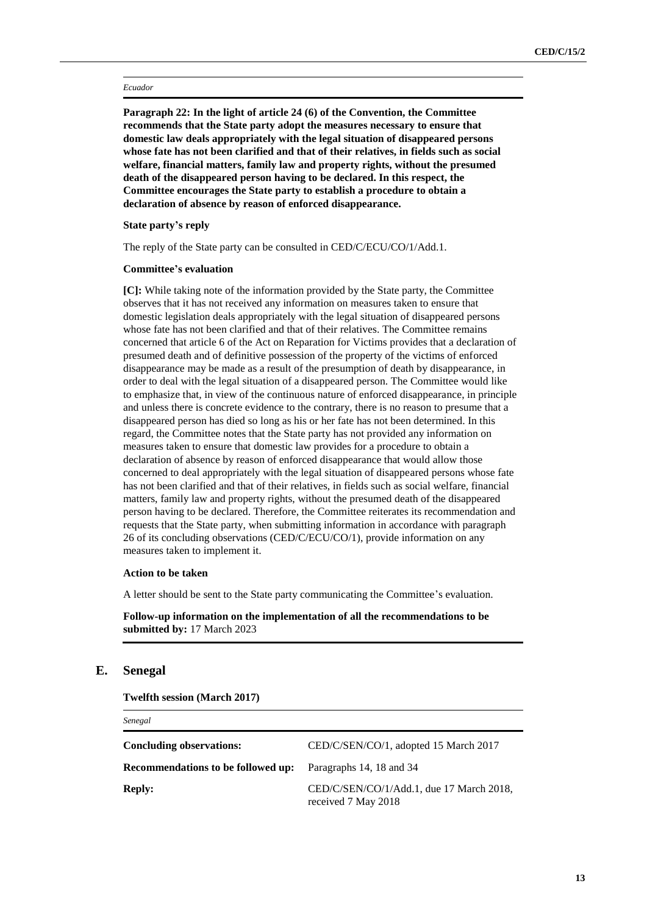*Ecuador*

**Paragraph 22: In the light of article 24 (6) of the Convention, the Committee recommends that the State party adopt the measures necessary to ensure that domestic law deals appropriately with the legal situation of disappeared persons whose fate has not been clarified and that of their relatives, in fields such as social welfare, financial matters, family law and property rights, without the presumed death of the disappeared person having to be declared. In this respect, the Committee encourages the State party to establish a procedure to obtain a declaration of absence by reason of enforced disappearance.**

**State party's reply**

The reply of the State party can be consulted in CED/C/ECU/CO/1/Add.1.

**Committee's evaluation**

**[C]:** While taking note of the information provided by the State party, the Committee observes that it has not received any information on measures taken to ensure that domestic legislation deals appropriately with the legal situation of disappeared persons whose fate has not been clarified and that of their relatives. The Committee remains concerned that article 6 of the Act on Reparation for Victims provides that a declaration of presumed death and of definitive possession of the property of the victims of enforced disappearance may be made as a result of the presumption of death by disappearance, in order to deal with the legal situation of a disappeared person. The Committee would like to emphasize that, in view of the continuous nature of enforced disappearance, in principle and unless there is concrete evidence to the contrary, there is no reason to presume that a disappeared person has died so long as his or her fate has not been determined. In this regard, the Committee notes that the State party has not provided any information on measures taken to ensure that domestic law provides for a procedure to obtain a declaration of absence by reason of enforced disappearance that would allow those concerned to deal appropriately with the legal situation of disappeared persons whose fate has not been clarified and that of their relatives, in fields such as social welfare, financial matters, family law and property rights, without the presumed death of the disappeared person having to be declared. Therefore, the Committee reiterates its recommendation and requests that the State party, when submitting information in accordance with paragraph 26 of its concluding observations (CED/C/ECU/CO/1), provide information on any measures taken to implement it.

**Action to be taken**

A letter should be sent to the State party communicating the Committee's evaluation.

**Follow-up information on the implementation of all the recommendations to be submitted by:** 17 March 2023

## E. Senegal

**Twelfth session (March 2017)**

*Senegal*

| | |
|---|---|
| **Concluding observations:** | CED/C/SEN/CO/1, adopted 15 March 2017 |
| **Recommendations to be followed up:** | Paragraphs 14, 18 and 34 |
| **Reply:** | CED/C/SEN/CO/1/Add.1, due 17 March 2018, received 7 May 2018 |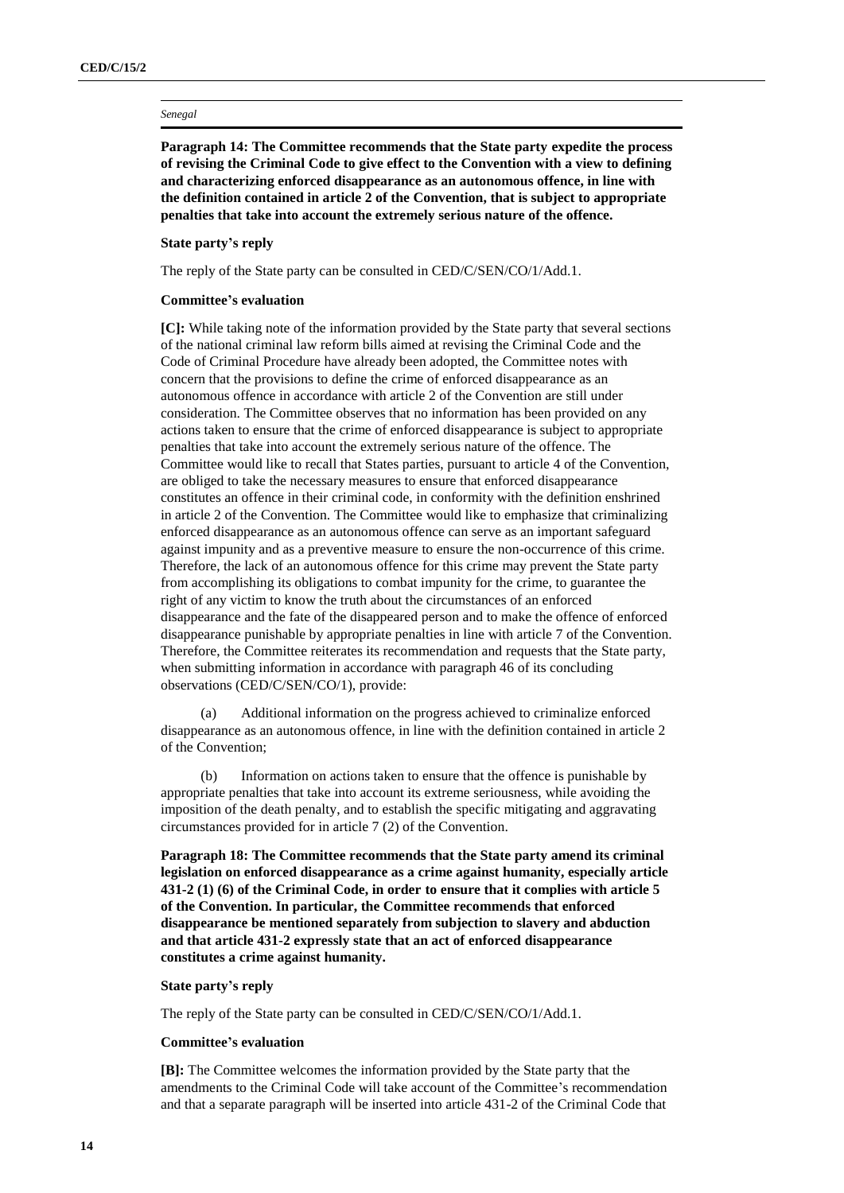*Senegal*

**Paragraph 14: The Committee recommends that the State party expedite the process of revising the Criminal Code to give effect to the Convention with a view to defining and characterizing enforced disappearance as an autonomous offence, in line with the definition contained in article 2 of the Convention, that is subject to appropriate penalties that take into account the extremely serious nature of the offence.**

**State party's reply**

The reply of the State party can be consulted in CED/C/SEN/CO/1/Add.1.

**Committee's evaluation**

**[C]:** While taking note of the information provided by the State party that several sections of the national criminal law reform bills aimed at revising the Criminal Code and the Code of Criminal Procedure have already been adopted, the Committee notes with concern that the provisions to define the crime of enforced disappearance as an autonomous offence in accordance with article 2 of the Convention are still under consideration. The Committee observes that no information has been provided on any actions taken to ensure that the crime of enforced disappearance is subject to appropriate penalties that take into account the extremely serious nature of the offence. The Committee would like to recall that States parties, pursuant to article 4 of the Convention, are obliged to take the necessary measures to ensure that enforced disappearance constitutes an offence in their criminal code, in conformity with the definition enshrined in article 2 of the Convention. The Committee would like to emphasize that criminalizing enforced disappearance as an autonomous offence can serve as an important safeguard against impunity and as a preventive measure to ensure the non-occurrence of this crime. Therefore, the lack of an autonomous offence for this crime may prevent the State party from accomplishing its obligations to combat impunity for the crime, to guarantee the right of any victim to know the truth about the circumstances of an enforced disappearance and the fate of the disappeared person and to make the offence of enforced disappearance punishable by appropriate penalties in line with article 7 of the Convention. Therefore, the Committee reiterates its recommendation and requests that the State party, when submitting information in accordance with paragraph 46 of its concluding observations (CED/C/SEN/CO/1), provide:

(a) Additional information on the progress achieved to criminalize enforced disappearance as an autonomous offence, in line with the definition contained in article 2 of the Convention;

(b) Information on actions taken to ensure that the offence is punishable by appropriate penalties that take into account its extreme seriousness, while avoiding the imposition of the death penalty, and to establish the specific mitigating and aggravating circumstances provided for in article 7 (2) of the Convention.

**Paragraph 18: The Committee recommends that the State party amend its criminal legislation on enforced disappearance as a crime against humanity, especially article 431-2 (1) (6) of the Criminal Code, in order to ensure that it complies with article 5 of the Convention. In particular, the Committee recommends that enforced disappearance be mentioned separately from subjection to slavery and abduction and that article 431-2 expressly state that an act of enforced disappearance constitutes a crime against humanity.**

**State party's reply**

The reply of the State party can be consulted in CED/C/SEN/CO/1/Add.1.

**Committee's evaluation**

**[B]:** The Committee welcomes the information provided by the State party that the amendments to the Criminal Code will take account of the Committee's recommendation and that a separate paragraph will be inserted into article 431-2 of the Criminal Code that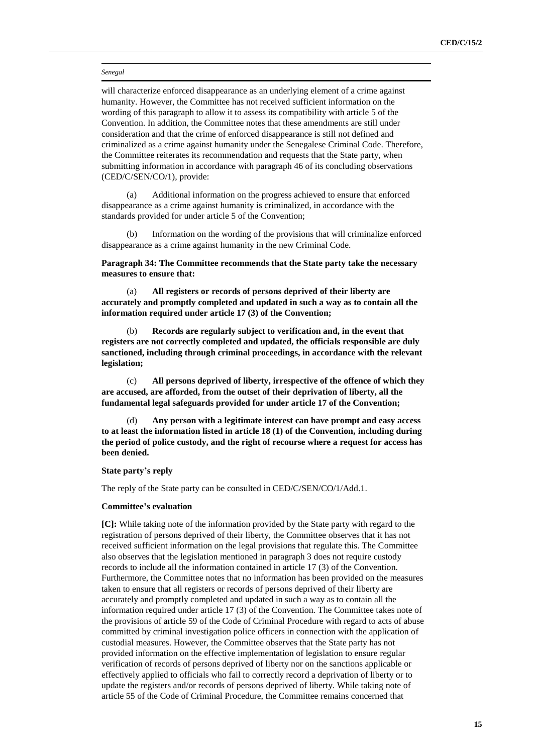will characterize enforced disappearance as an underlying element of a crime against humanity. However, the Committee has not received sufficient information on the wording of this paragraph to allow it to assess its compatibility with article 5 of the Convention. In addition, the Committee notes that these amendments are still under consideration and that the crime of enforced disappearance is still not defined and criminalized as a crime against humanity under the Senegalese Criminal Code. Therefore, the Committee reiterates its recommendation and requests that the State party, when submitting information in accordance with paragraph 46 of its concluding observations (CED/C/SEN/CO/1), provide:

(a) Additional information on the progress achieved to ensure that enforced disappearance as a crime against humanity is criminalized, in accordance with the standards provided for under article 5 of the Convention;

(b) Information on the wording of the provisions that will criminalize enforced disappearance as a crime against humanity in the new Criminal Code.

**Paragraph 34: The Committee recommends that the State party take the necessary measures to ensure that:**

(a) **All registers or records of persons deprived of their liberty are accurately and promptly completed and updated in such a way as to contain all the information required under article 17 (3) of the Convention;**

(b) **Records are regularly subject to verification and, in the event that registers are not correctly completed and updated, the officials responsible are duly sanctioned, including through criminal proceedings, in accordance with the relevant legislation;**

(c) **All persons deprived of liberty, irrespective of the offence of which they are accused, are afforded, from the outset of their deprivation of liberty, all the fundamental legal safeguards provided for under article 17 of the Convention;**

(d) **Any person with a legitimate interest can have prompt and easy access to at least the information listed in article 18 (1) of the Convention, including during the period of police custody, and the right of recourse where a request for access has been denied.**

**State party's reply**

The reply of the State party can be consulted in CED/C/SEN/CO/1/Add.1.

**Committee's evaluation**

**[C]:** While taking note of the information provided by the State party with regard to the registration of persons deprived of their liberty, the Committee observes that it has not received sufficient information on the legal provisions that regulate this. The Committee also observes that the legislation mentioned in paragraph 3 does not require custody records to include all the information contained in article 17 (3) of the Convention. Furthermore, the Committee notes that no information has been provided on the measures taken to ensure that all registers or records of persons deprived of their liberty are accurately and promptly completed and updated in such a way as to contain all the information required under article 17 (3) of the Convention. The Committee takes note of the provisions of article 59 of the Code of Criminal Procedure with regard to acts of abuse committed by criminal investigation police officers in connection with the application of custodial measures. However, the Committee observes that the State party has not provided information on the effective implementation of legislation to ensure regular verification of records of persons deprived of liberty nor on the sanctions applicable or effectively applied to officials who fail to correctly record a deprivation of liberty or to update the registers and/or records of persons deprived of liberty. While taking note of article 55 of the Code of Criminal Procedure, the Committee remains concerned that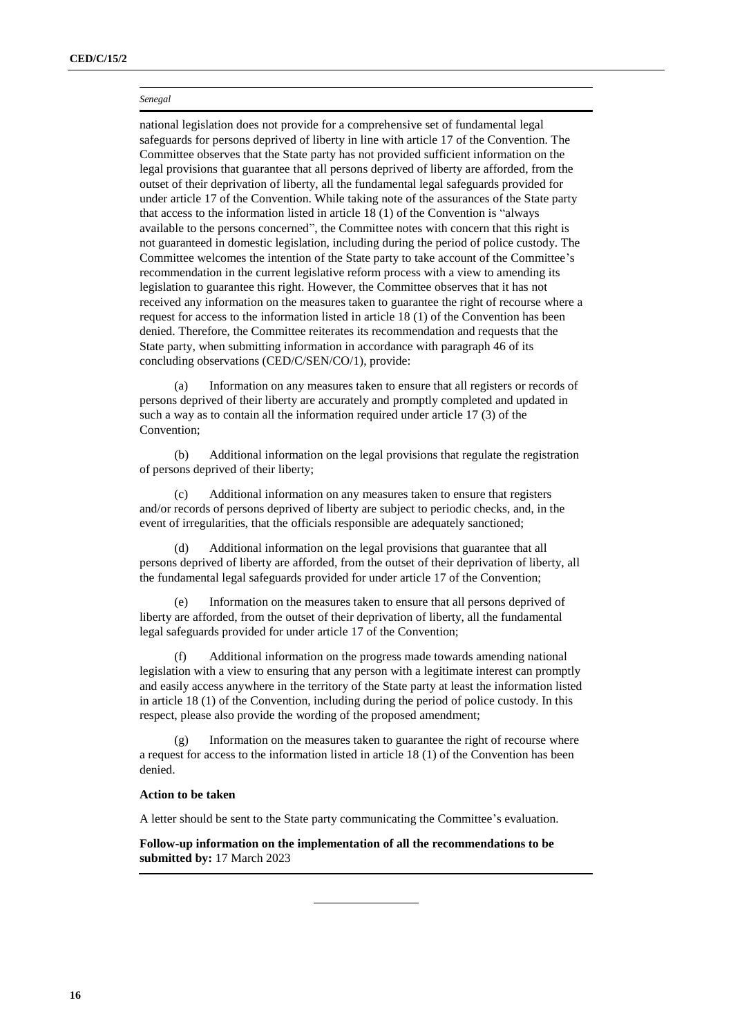*Senegal*

national legislation does not provide for a comprehensive set of fundamental legal safeguards for persons deprived of liberty in line with article 17 of the Convention. The Committee observes that the State party has not provided sufficient information on the legal provisions that guarantee that all persons deprived of liberty are afforded, from the outset of their deprivation of liberty, all the fundamental legal safeguards provided for under article 17 of the Convention. While taking note of the assurances of the State party that access to the information listed in article 18 (1) of the Convention is "always available to the persons concerned", the Committee notes with concern that this right is not guaranteed in domestic legislation, including during the period of police custody. The Committee welcomes the intention of the State party to take account of the Committee's recommendation in the current legislative reform process with a view to amending its legislation to guarantee this right. However, the Committee observes that it has not received any information on the measures taken to guarantee the right of recourse where a request for access to the information listed in article 18 (1) of the Convention has been denied. Therefore, the Committee reiterates its recommendation and requests that the State party, when submitting information in accordance with paragraph 46 of its concluding observations (CED/C/SEN/CO/1), provide:

(a) Information on any measures taken to ensure that all registers or records of persons deprived of their liberty are accurately and promptly completed and updated in such a way as to contain all the information required under article 17 (3) of the Convention;

(b) Additional information on the legal provisions that regulate the registration of persons deprived of their liberty;

(c) Additional information on any measures taken to ensure that registers and/or records of persons deprived of liberty are subject to periodic checks, and, in the event of irregularities, that the officials responsible are adequately sanctioned;

(d) Additional information on the legal provisions that guarantee that all persons deprived of liberty are afforded, from the outset of their deprivation of liberty, all the fundamental legal safeguards provided for under article 17 of the Convention;

(e) Information on the measures taken to ensure that all persons deprived of liberty are afforded, from the outset of their deprivation of liberty, all the fundamental legal safeguards provided for under article 17 of the Convention;

(f) Additional information on the progress made towards amending national legislation with a view to ensuring that any person with a legitimate interest can promptly and easily access anywhere in the territory of the State party at least the information listed in article 18 (1) of the Convention, including during the period of police custody. In this respect, please also provide the wording of the proposed amendment;

(g) Information on the measures taken to guarantee the right of recourse where a request for access to the information listed in article 18 (1) of the Convention has been denied.

**Action to be taken**

A letter should be sent to the State party communicating the Committee's evaluation.

**Follow-up information on the implementation of all the recommendations to be submitted by:** 17 March 2023